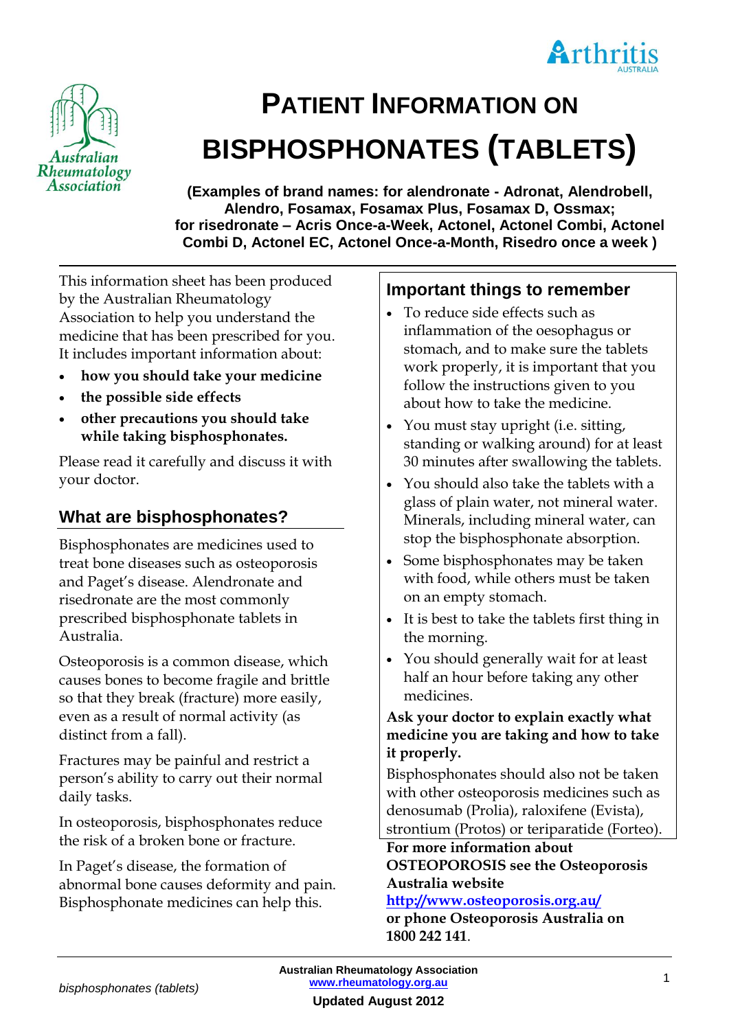# PATIENT INFORMATION ON BISPHOSPHONATES (TABLETS)

**(Examples of brand names: for alendronate - Adronat, Alendrobell, Alendro, Fosamax, Fosamax Plus, Fosamax D, Ossmax; for risedronate – Acris Once-a-Week, Actonel, Actonel Combi, Actonel Combi D, Actonel EC, Actonel Once-a-Month, Risedro once a week )**

This information sheet has been produced by the Australian Rheumatology Association to help you understand the medicine that has been prescribed for you. It includes important information about:

- **how you should take your medicine**
- **the possible side effects**
- **other precautions you should take while taking bisphosphonates.**

Please read it carefully and discuss it with your doctor.

## What are bisphosphonates?

Bisphosphonates are medicines used to treat bone diseases such as osteoporosis and Paget's disease. Alendronate and risedronate are the most commonly prescribed bisphosphonate tablets in Australia.

Osteoporosis is a common disease, which causes bones to become fragile and brittle so that they break (fracture) more easily, even as a result of normal activity (as distinct from a fall).

Fractures may be painful and restrict a person's ability to carry out their normal daily tasks.

In osteoporosis, bisphosphonates reduce the risk of a broken bone or fracture.

In Paget's disease, the formation of abnormal bone causes deformity and pain. Bisphosphonate medicines can help this.

## Important things to remember

- To reduce side effects such as inflammation of the oesophagus or stomach, and to make sure the tablets work properly, it is important that you follow the instructions given to you about how to take the medicine.
- You must stay upright (i.e. sitting, standing or walking around) for at least 30 minutes after swallowing the tablets.
- You should also take the tablets with a glass of plain water, not mineral water. Minerals, including mineral water, can stop the bisphosphonate absorption.
- Some bisphosphonates may be taken with food, while others must be taken on an empty stomach.
- It is best to take the tablets first thing in the morning.
- You should generally wait for at least half an hour before taking any other medicines.

**Ask your doctor to explain exactly what medicine you are taking and how to take it properly.**

Bisphosphonates should also not be taken with other osteoporosis medicines such as denosumab (Prolia), raloxifene (Evista), strontium (Protos) or teriparatide (Forteo).

**For more information about OSTEOPOROSIS see the Osteoporosis Australia website [http://www.osteoporosis.org.au/](http://www.osteoporosis.org.au/) or phone Osteoporosis Australia on 1800 242 141**.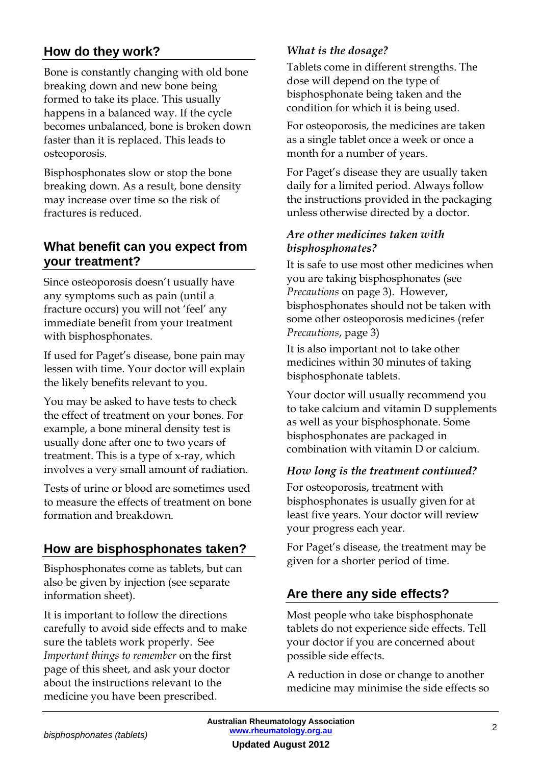## How do they work?

Bone is constantly changing with old bone breaking down and new bone being formed to take its place. This usually happens in a balanced way. If the cycle becomes unbalanced, bone is broken down faster than it is replaced. This leads to osteoporosis.

Bisphosphonates slow or stop the bone breaking down. As a result, bone density may increase over time so the risk of fractures is reduced.

## What benefit can you expect from your treatment?

Since osteoporosis doesn't usually have any symptoms such as pain (until a fracture occurs) you will not 'feel' any immediate benefit from your treatment with bisphosphonates.

If used for Paget's disease, bone pain may lessen with time. Your doctor will explain the likely benefits relevant to you.

You may be asked to have tests to check the effect of treatment on your bones. For example, a bone mineral density test is usually done after one to two years of treatment. This is a type of x-ray, which involves a very small amount of radiation.

Tests of urine or blood are sometimes used to measure the effects of treatment on bone formation and breakdown.

## How are bisphosphonates taken?

Bisphosphonates come as tablets, but can also be given by injection (see separate information sheet).

It is important to follow the directions carefully to avoid side effects and to make sure the tablets work properly. See *Important things to remember* on the first page of this sheet, and ask your doctor about the instructions relevant to the medicine you have been prescribed.

### *What is the dosage?*

Tablets come in different strengths. The dose will depend on the type of bisphosphonate being taken and the condition for which it is being used.

For osteoporosis, the medicines are taken as a single tablet once a week or once a month for a number of years.

For Paget's disease they are usually taken daily for a limited period. Always follow the instructions provided in the packaging unless otherwise directed by a doctor.

### *Are other medicines taken with bisphosphonates?*

It is safe to use most other medicines when you are taking bisphosphonates (see *Precautions* on page 3). However, bisphosphonates should not be taken with some other osteoporosis medicines (refer *Precautions*, page 3)

It is also important not to take other medicines within 30 minutes of taking bisphosphonate tablets.

Your doctor will usually recommend you to take calcium and vitamin D supplements as well as your bisphosphonate. Some bisphosphonates are packaged in combination with vitamin D or calcium.

### *How long is the treatment continued?*

For osteoporosis, treatment with bisphosphonates is usually given for at least five years. Your doctor will review your progress each year.

For Paget's disease, the treatment may be given for a shorter period of time.

## Are there any side effects?

Most people who take bisphosphonate tablets do not experience side effects. Tell your doctor if you are concerned about possible side effects.

A reduction in dose or change to another medicine may minimise the side effects so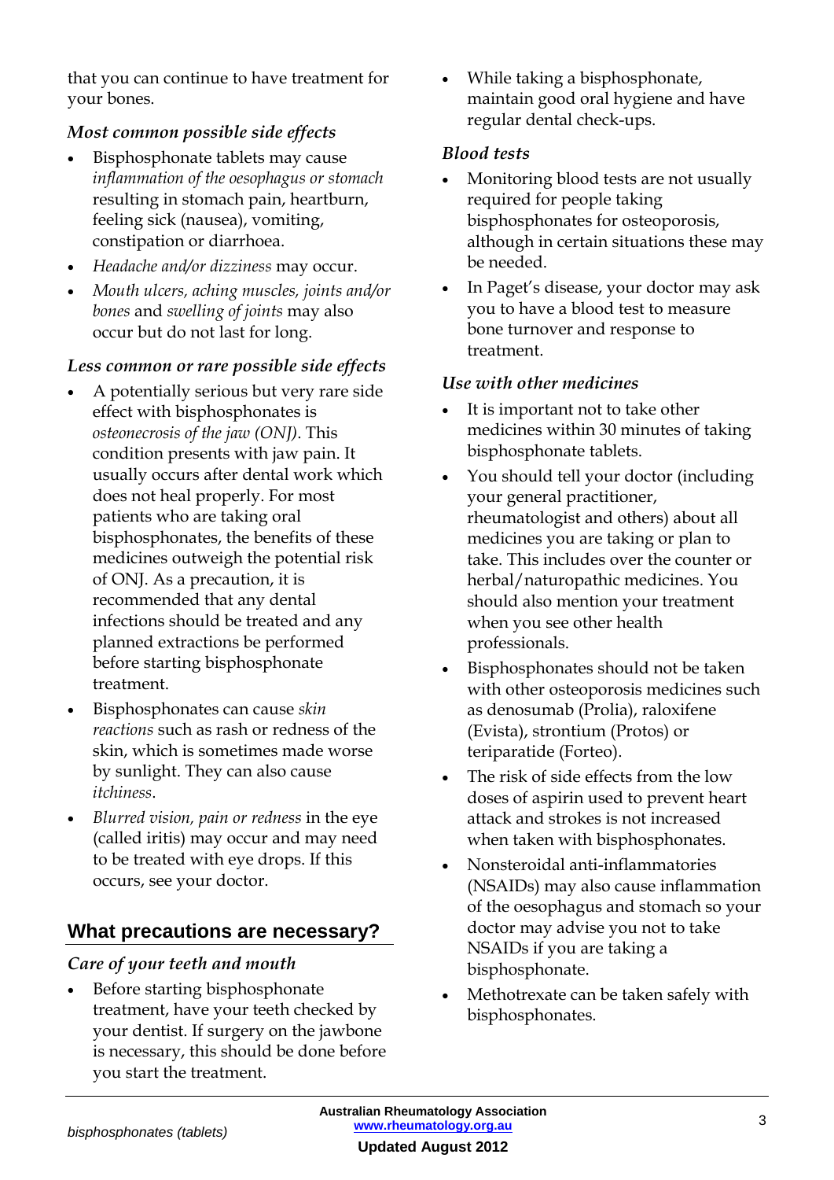that you can continue to have treatment for your bones.

### *Most common possible side effects*

- Bisphosphonate tablets may cause *inflammation of the oesophagus or stomach* resulting in stomach pain, heartburn, feeling sick (nausea), vomiting, constipation or diarrhoea.
- *Headache and/or dizziness* may occur.
- *Mouth ulcers, aching muscles, joints and/or bones* and *swelling of joints* may also occur but do not last for long.

### *Less common or rare possible side effects*

- A potentially serious but very rare side effect with bisphosphonates is *osteonecrosis of the jaw (ONJ)*. This condition presents with jaw pain. It usually occurs after dental work which does not heal properly. For most patients who are taking oral bisphosphonates, the benefits of these medicines outweigh the potential risk of ONJ. As a precaution, it is recommended that any dental infections should be treated and any planned extractions be performed before starting bisphosphonate treatment.
- Bisphosphonates can cause *skin reactions* such as rash or redness of the skin, which is sometimes made worse by sunlight. They can also cause *itchiness*.
- *Blurred vision, pain or redness* in the eye (called iritis) may occur and may need to be treated with eye drops. If this occurs, see your doctor.

## What precautions are necessary?

### *Care of your teeth and mouth*

- Before starting bisphosphonate treatment, have your teeth checked by your dentist. If surgery on the jawbone is necessary, this should be done before you start the treatment.
- While taking a bisphosphonate, maintain good oral hygiene and have regular dental check-ups.

### *Blood tests*

- Monitoring blood tests are not usually required for people taking bisphosphonates for osteoporosis, although in certain situations these may be needed.
- In Paget's disease, your doctor may ask you to have a blood test to measure bone turnover and response to treatment.

### *Use with other medicines*

- It is important not to take other medicines within 30 minutes of taking bisphosphonate tablets.
- You should tell your doctor (including your general practitioner, rheumatologist and others) about all medicines you are taking or plan to take. This includes over the counter or herbal/naturopathic medicines. You should also mention your treatment when you see other health professionals.
- Bisphosphonates should not be taken with other osteoporosis medicines such as denosumab (Prolia), raloxifene (Evista), strontium (Protos) or teriparatide (Forteo).
- The risk of side effects from the low doses of aspirin used to prevent heart attack and strokes is not increased when taken with bisphosphonates.
- Nonsteroidal anti-inflammatories (NSAIDs) may also cause inflammation of the oesophagus and stomach so your doctor may advise you not to take NSAIDs if you are taking a bisphosphonate.
- Methotrexate can be taken safely with bisphosphonates.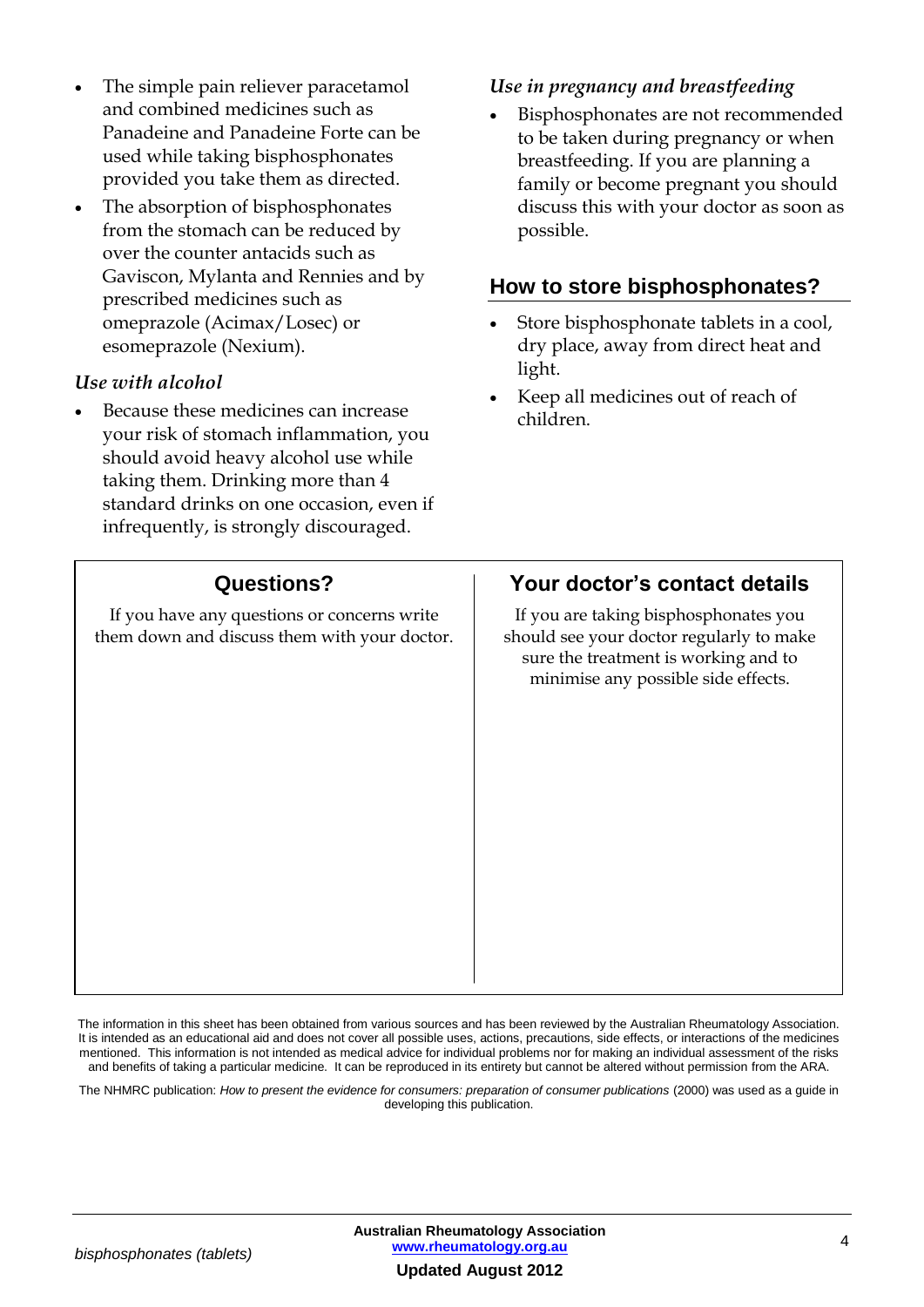- The simple pain reliever paracetamol and combined medicines such as Panadeine and Panadeine Forte can be used while taking bisphosphonates provided you take them as directed.
- The absorption of bisphosphonates from the stomach can be reduced by over the counter antacids such as Gaviscon, Mylanta and Rennies and by prescribed medicines such as omeprazole (Acimax/Losec) or esomeprazole (Nexium).

### *Use with alcohol*

- Because these medicines can increase your risk of stomach inflammation, you should avoid heavy alcohol use while taking them. Drinking more than 4 standard drinks on one occasion, even if infrequently, is strongly discouraged.

### *Use in pregnancy and breastfeeding*

- Bisphosphonates are not recommended to be taken during pregnancy or when breastfeeding. If you are planning a family or become pregnant you should discuss this with your doctor as soon as possible.

## How to store bisphosphonates?

- Store bisphosphonate tablets in a cool, dry place, away from direct heat and light.
- Keep all medicines out of reach of children.

## Questions?

If you have any questions or concerns write them down and discuss them with your doctor.

## Your doctor's contact details

If you are taking bisphosphonates you should see your doctor regularly to make sure the treatment is working and to minimise any possible side effects.

The information in this sheet has been obtained from various sources and has been reviewed by the Australian Rheumatology Association. It is intended as an educational aid and does not cover all possible uses, actions, precautions, side effects, or interactions of the medicines mentioned. This information is not intended as medical advice for individual problems nor for making an individual assessment of the risks and benefits of taking a particular medicine. It can be reproduced in its entirety but cannot be altered without permission from the ARA.

The NHMRC publication: *How to present the evidence for consumers: preparation of consumer publications* (2000) was used as a guide in developing this publication.

**Updated August 2012**